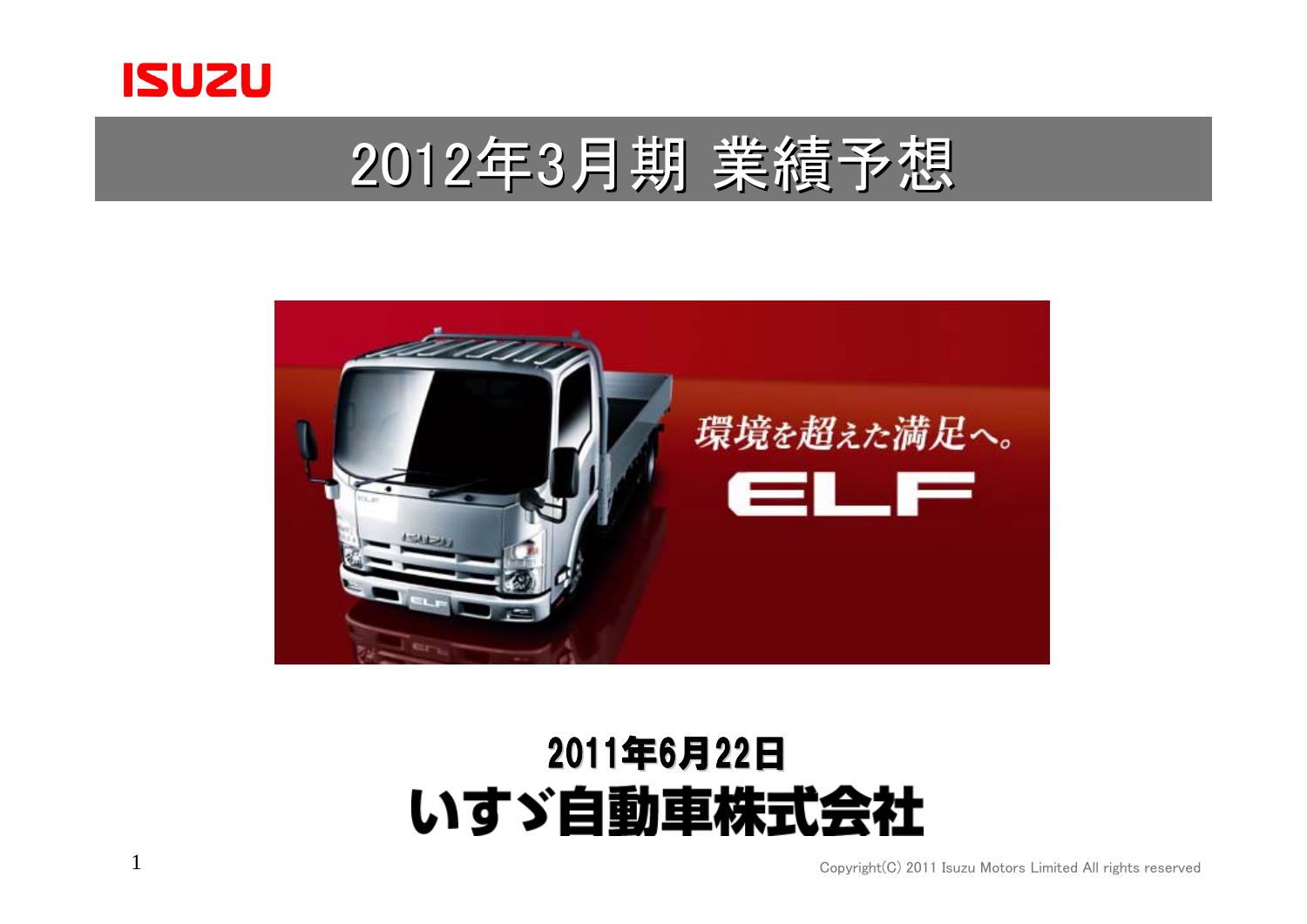ISUZU

# 2012年3月期 業績予想

**2011年6月22日**

**いすゞ自動車株式会社**

Copyright(C) 2011 Isuzu Motors Limited All rights reserved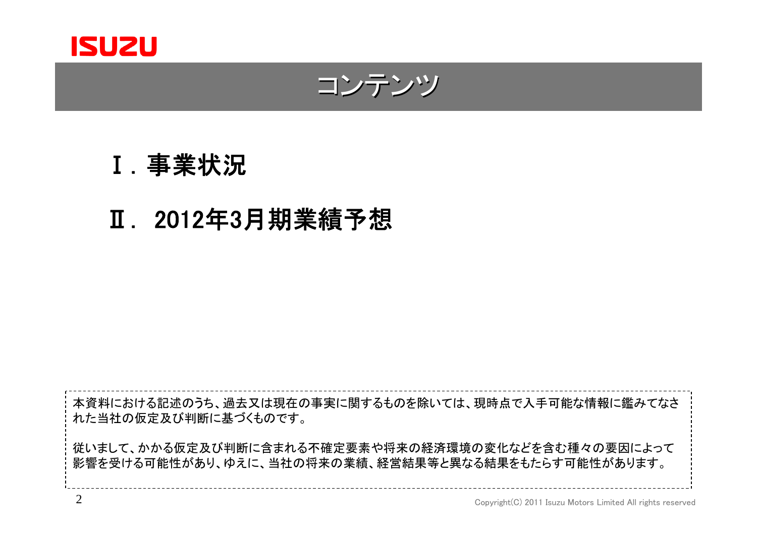# コンテンツ

## Ⅰ．事業状況

## Ⅱ． 2012年3月期業績予想

本資料における記述のうち、過去又は現在の事実に関するものを除いては、現時点で入手可能な情報に鑑みてなされた当社の仮定及び判断に基づくものです。

従いまして、かかる仮定及び判断に含まれる不確定要素や将来の経済環境の変化などを含む種々の要因によって影響を受ける可能性があり、ゆえに、当社の将来の業績、経営結果等と異なる結果をもたらす可能性があります。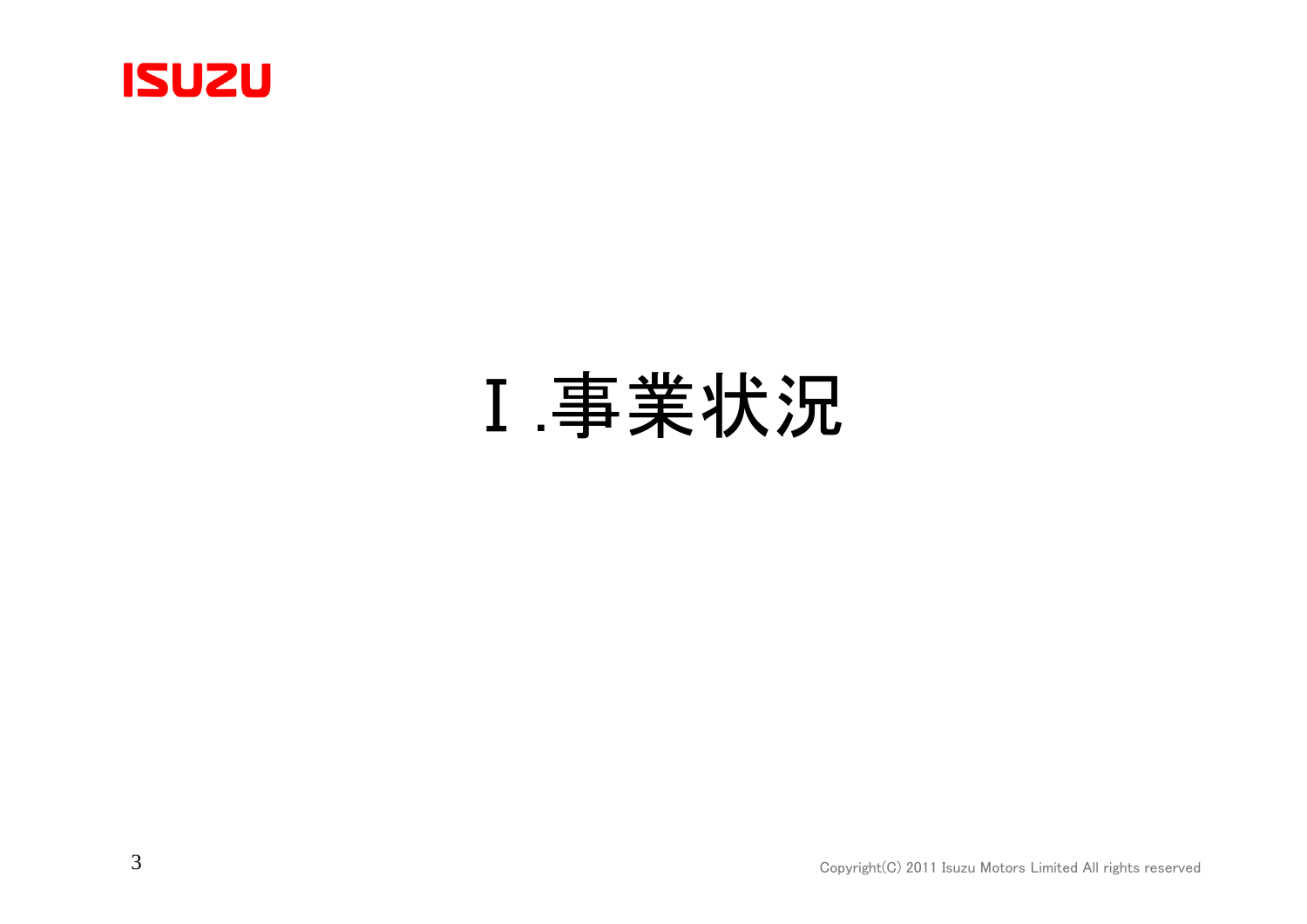# Ⅰ.事業状況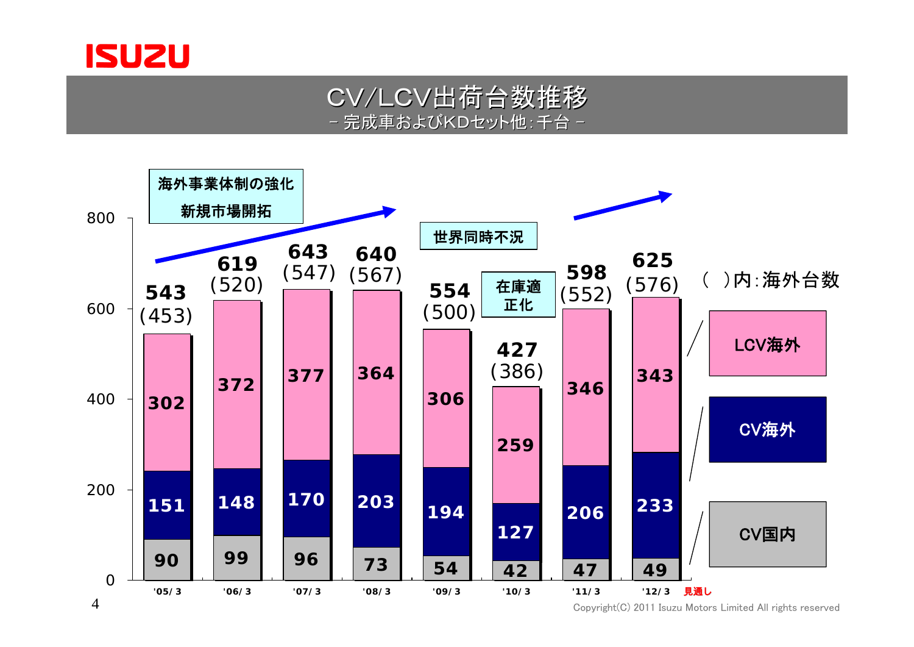# CV/LCV出荷台数推移

－ 完成車およびKDセット他：千台 －

海外事業体制の強化
新規市場開拓

世界同時不況

在庫適正化

( )内：海外台数

| | '05/3 | '06/3 | '07/3 | '08/3 | '09/3 | '10/3 | '11/3 | '12/3 見通し |
|---|---|---|---|---|---|---|---|---|
| 合計 | 543 | 619 | 643 | 640 | 554 | 427 | 598 | 625 |
| (海外台数) | (453) | (520) | (547) | (567) | (500) | (386) | (552) | (576) |
| LCV海外 | 302 | 372 | 377 | 364 | 306 | 259 | 346 | 343 |
| CV海外 | 151 | 148 | 170 | 203 | 194 | 127 | 206 | 233 |
| CV国内 | 90 | 99 | 96 | 73 | 54 | 42 | 47 | 49 |

Copyright(C) 2011 Isuzu Motors Limited All rights reserved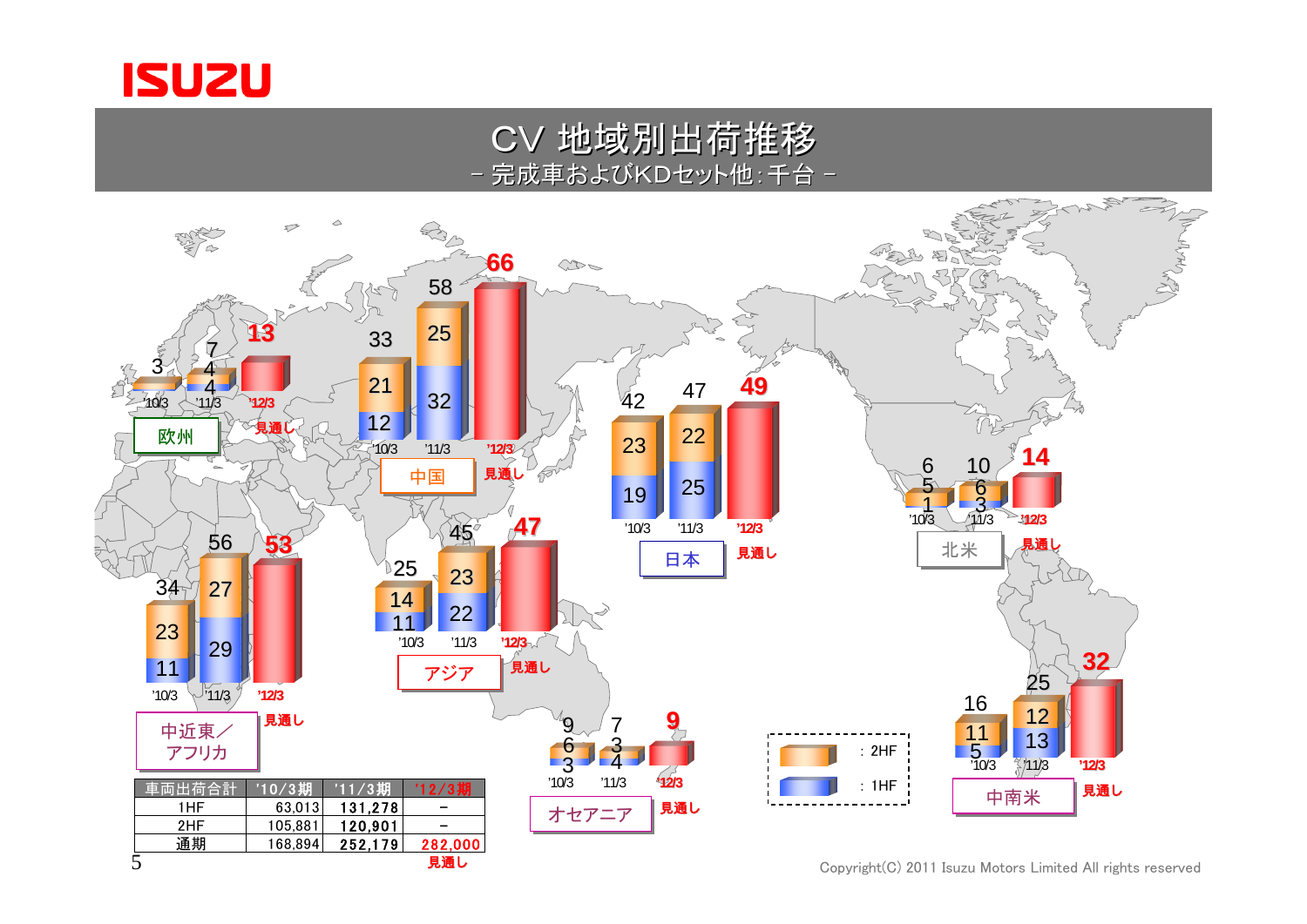# CV 地域別出荷推移

－ 完成車およびKDセット他：千台 －

| 地域 | '10/3 1HF | '10/3 2HF | '10/3 計 | '11/3 1HF | '11/3 2HF | '11/3 計 | '12/3 見通し |
|---|---|---|---|---|---|---|---|
| 欧州 | | | 3 | 4 | 4 | 7 | 13 |
| 中国 | 12 | 21 | 33 | 32 | 25 | 58 | 66 |
| 日本 | 19 | 23 | 42 | 25 | 22 | 47 | 49 |
| 北米 | 1 | 5 | 6 | 3 | 6 | 10 | 14 |
| 中近東／アフリカ | 11 | 23 | 34 | 29 | 27 | 56 | 53 |
| アジア | 11 | 14 | 25 | 22 | 23 | 45 | 47 |
| オセアニア | 3 | 6 | 9 | 4 | 3 | 7 | 9 |
| 中南米 | 5 | 11 | 16 | 13 | 12 | 25 | 32 |

■：2HF　■：1HF

| 車両出荷合計 | '10/3期 | '11/3期 | '12/3期 |
|---|---|---|---|
| 1HF | 63,013 | 131,278 | － |
| 2HF | 105,881 | 120,901 | － |
| 通期 | 168,894 | 252,179 | 282,000 見通し |

Copyright(C) 2011 Isuzu Motors Limited All rights reserved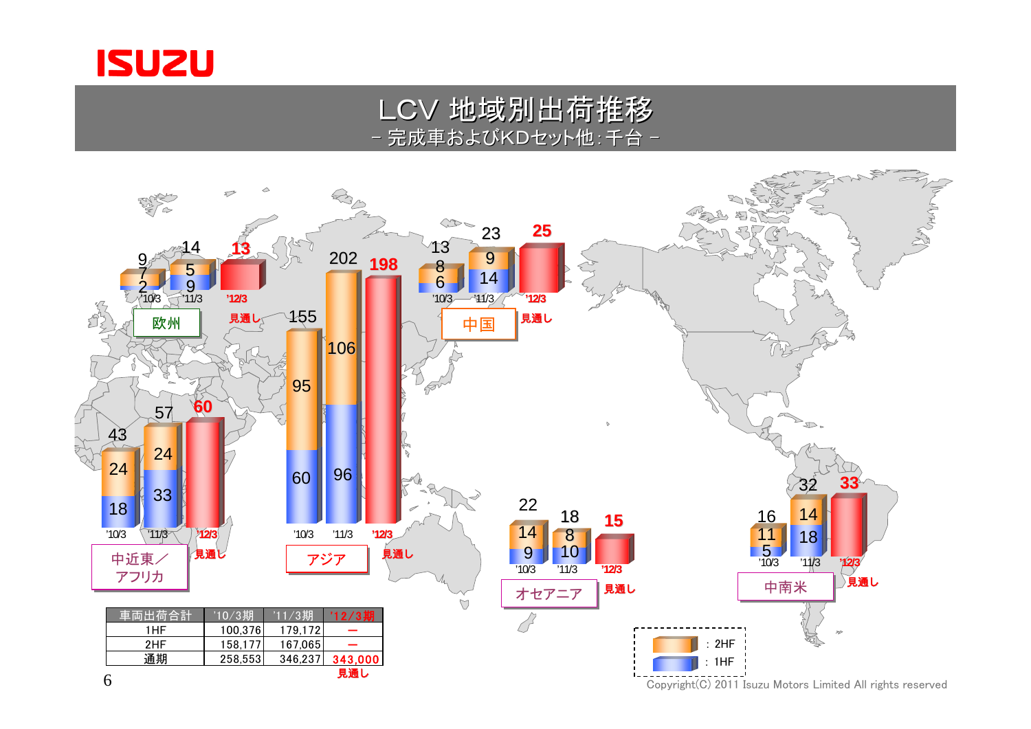# LCV 地域別出荷推移

－ 完成車およびKDセット他：千台 －

欧州

| | '10/3 | '11/3 | '12/3 見通し |
|---|---|---|---|
| 2HF | 7 | 5 | |
| 1HF | 2 | 9 | |
| 合計 | 9 | 14 | 13 |

中国

| | '10/3 | '11/3 | '12/3 見通し |
|---|---|---|---|
| 2HF | 8 | 9 | |
| 1HF | 6 | 14 | |
| 合計 | 13 | 23 | 25 |

中近東／アフリカ

| | '10/3 | '11/3 | '12/3 見通し |
|---|---|---|---|
| 2HF | 24 | 24 | |
| 1HF | 18 | 33 | |
| 合計 | 43 | 57 | 60 |

アジア

| | '10/3 | '11/3 | '12/3 見通し |
|---|---|---|---|
| 2HF | 95 | 106 | |
| 1HF | 60 | 96 | |
| 合計 | 155 | 202 | 198 |

オセアニア

| | '10/3 | '11/3 | '12/3 見通し |
|---|---|---|---|
| 2HF | 14 | 8 | |
| 1HF | 9 | 10 | |
| 合計 | 22 | 18 | 15 |

中南米

| | '10/3 | '11/3 | '12/3 見通し |
|---|---|---|---|
| 2HF | 11 | 14 | |
| 1HF | 5 | 18 | |
| 合計 | 16 | 32 | 33 |

| 車両出荷合計 | '10/3期 | '11/3期 | '12/3期 |
|---|---|---|---|
| 1HF | 100,376 | 179,172 | ― |
| 2HF | 158,177 | 167,065 | ― |
| 通期 | 258,553 | 346,237 | 343,000 見通し |

凡例：2HF ／ 1HF

Copyright(C) 2011 Isuzu Motors Limited All rights reserved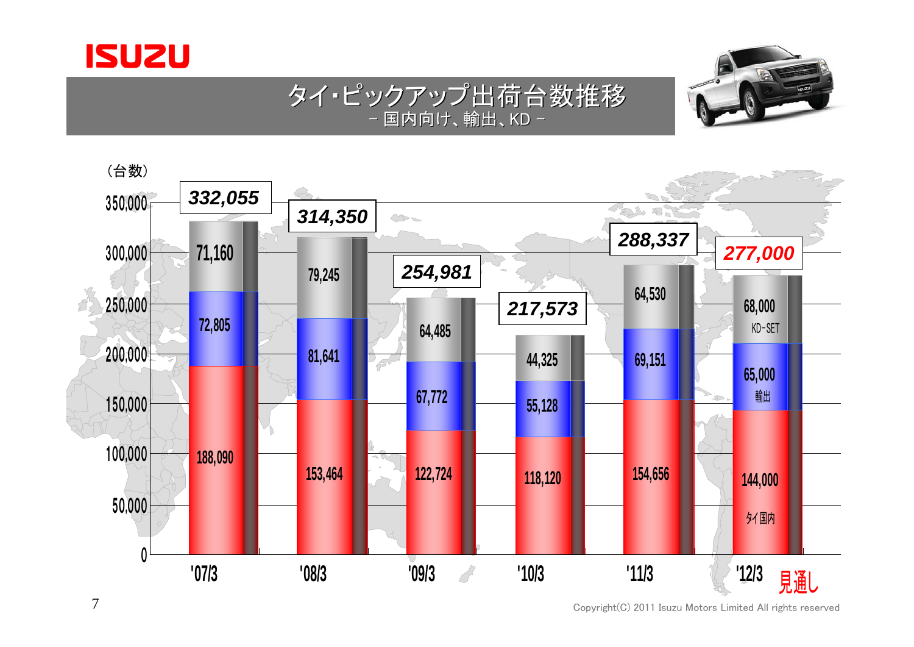# タイ・ピックアップ出荷台数推移

– 国内向け、輸出、KD –

（台数）

| | '07/3 | '08/3 | '09/3 | '10/3 | '11/3 | '12/3 見通し |
|---|---|---|---|---|---|---|
| KD-SET | 71,160 | 79,245 | 64,485 | 44,325 | 64,530 | 68,000 |
| 輸出 | 72,805 | 81,641 | 67,772 | 55,128 | 69,151 | 65,000 |
| タイ国内 | 188,090 | 153,464 | 122,724 | 118,120 | 154,656 | 144,000 |
| 合計 | 332,055 | 314,350 | 254,981 | 217,573 | 288,337 | 277,000 |

Copyright(C) 2011 Isuzu Motors Limited All rights reserved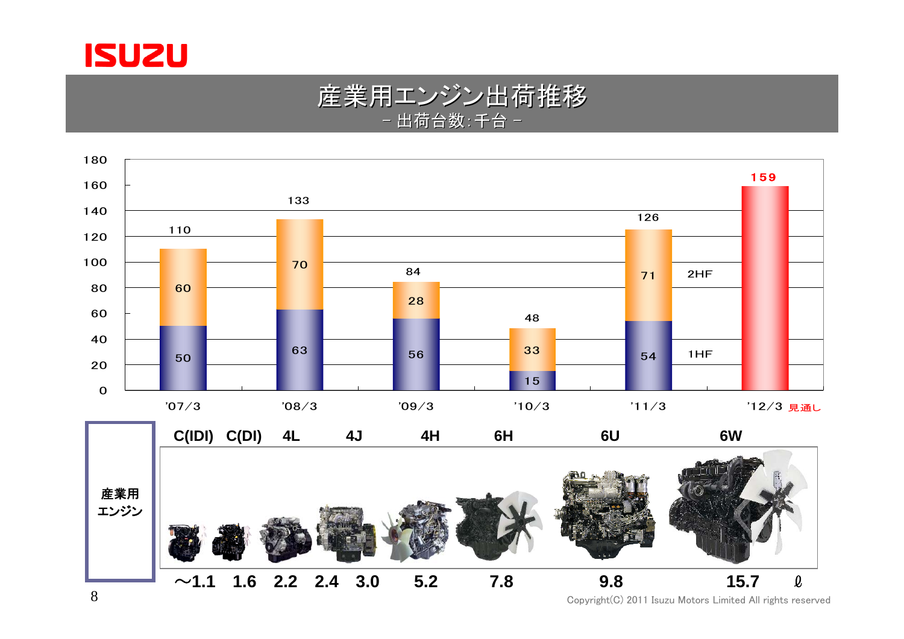# 産業用エンジン出荷推移

－ 出荷台数:千台 －

| | '07/3 | '08/3 | '09/3 | '10/3 | '11/3 | '12/3 見通し |
|---|---|---|---|---|---|---|
| 2HF | 60 | 70 | 28 | 33 | 71 | |
| 1HF | 50 | 63 | 56 | 15 | 54 | |
| 合計 | 110 | 133 | 84 | 48 | 126 | 159 |

**産業用エンジン**

| C(IDI) | C(DI) | 4L | 4J | | 4H | 6H | 6U | 6W |
|---|---|---|---|---|---|---|---|---|
| ～1.1 | 1.6 | 2.2 | 2.4 | 3.0 | 5.2 | 7.8 | 9.8 | 15.7 ℓ |

Copyright(C) 2011 Isuzu Motors Limited All rights reserved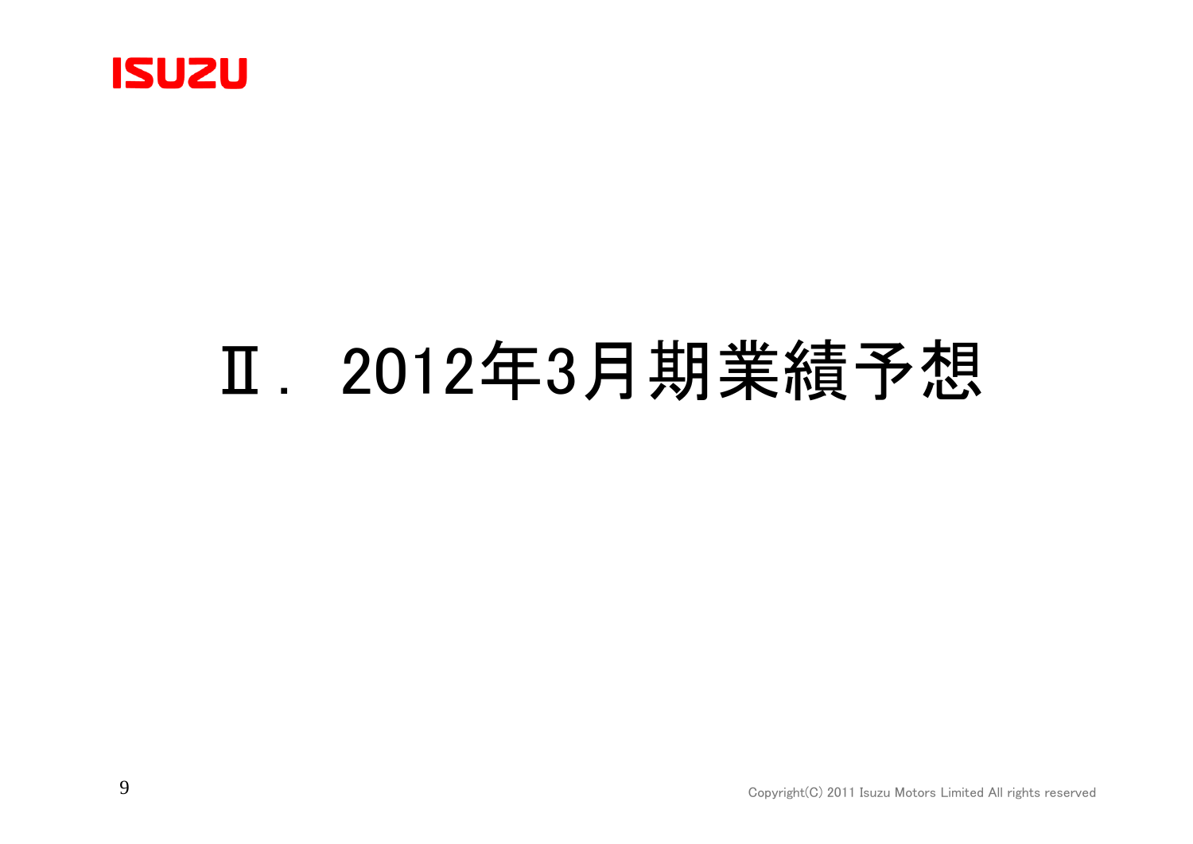# Ⅱ. 2012年3月期業績予想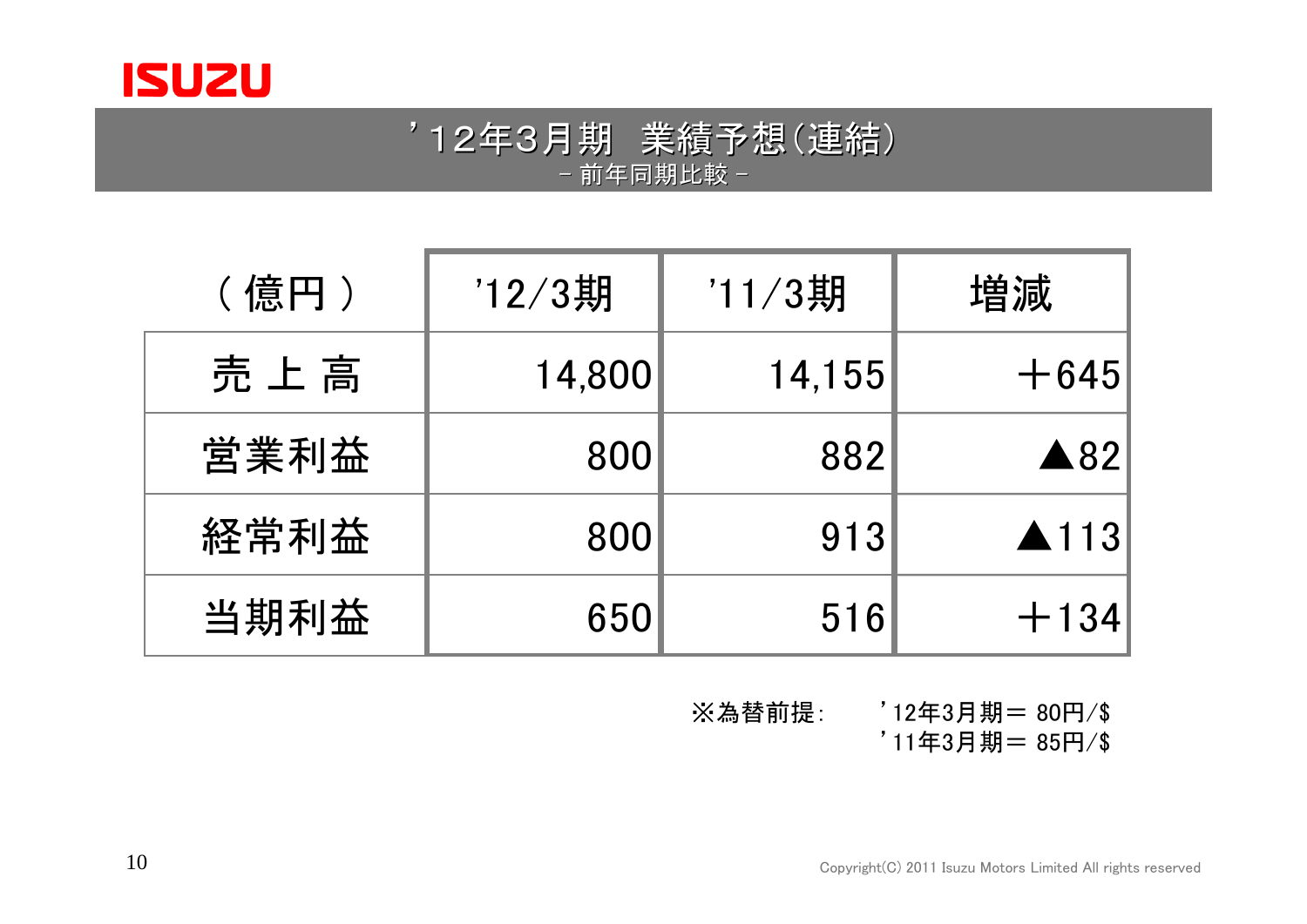# ’12年3月期 業績予想(連結)

－ 前年同期比較 －

| ( 億円 ) | '12/3期 | '11/3期 | 増減 |
|---|---:|---:|---:|
| 売 上 高 | 14,800 | 14,155 | ＋645 |
| 営業利益 | 800 | 882 | ▲82 |
| 経常利益 | 800 | 913 | ▲113 |
| 当期利益 | 650 | 516 | ＋134 |

※為替前提: ’12年3月期＝ 80円/$
’11年3月期＝ 85円/$

Copyright(C) 2011 Isuzu Motors Limited All rights reserved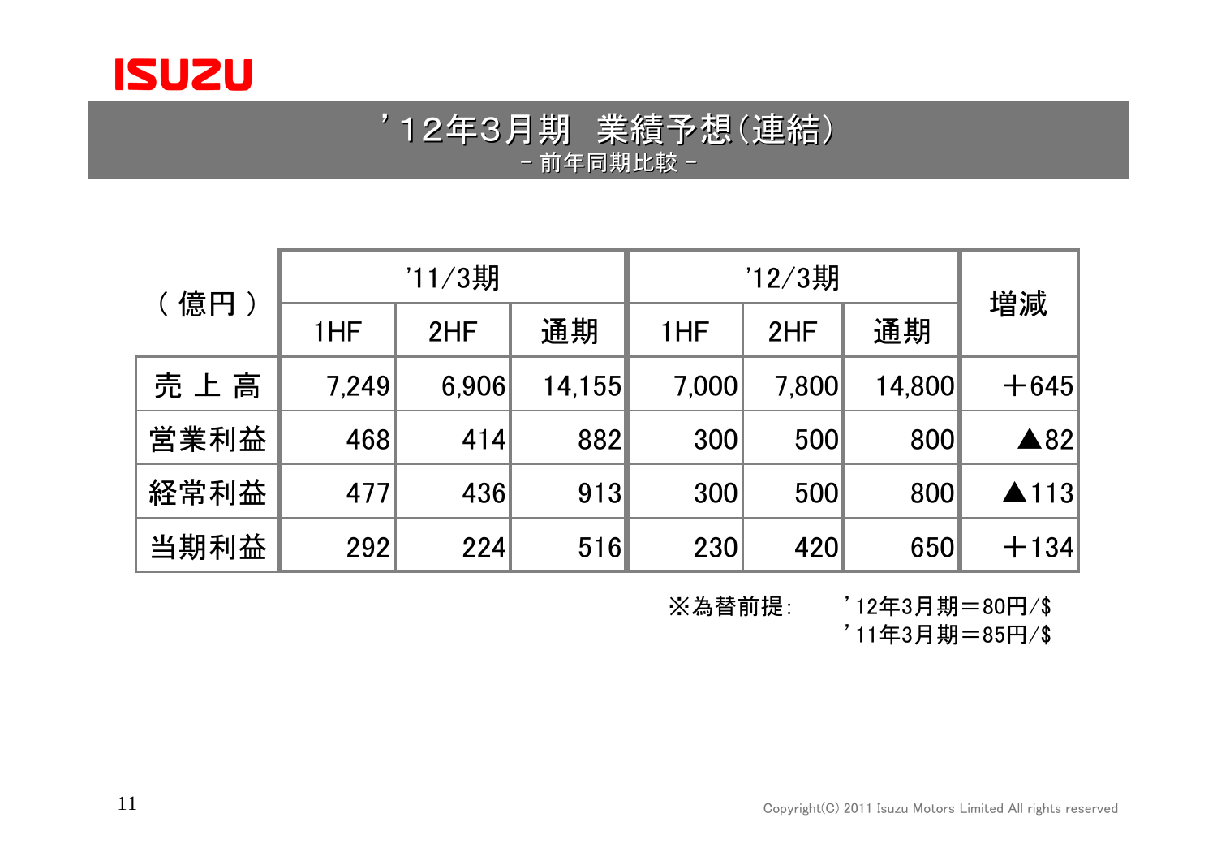# ’12年3月期 業績予想(連結)

－ 前年同期比較 －

| (億円) | ’11/3期 | | | ’12/3期 | | | 増減 |
|---|---|---|---|---|---|---|---|
| | 1HF | 2HF | 通期 | 1HF | 2HF | 通期 | |
| 売 上 高 | 7,249 | 6,906 | 14,155 | 7,000 | 7,800 | 14,800 | ＋645 |
| 営業利益 | 468 | 414 | 882 | 300 | 500 | 800 | ▲82 |
| 経常利益 | 477 | 436 | 913 | 300 | 500 | 800 | ▲113 |
| 当期利益 | 292 | 224 | 516 | 230 | 420 | 650 | ＋134 |

※為替前提: ’12年3月期＝80円/$
’11年3月期＝85円/$

Copyright(C) 2011 Isuzu Motors Limited All rights reserved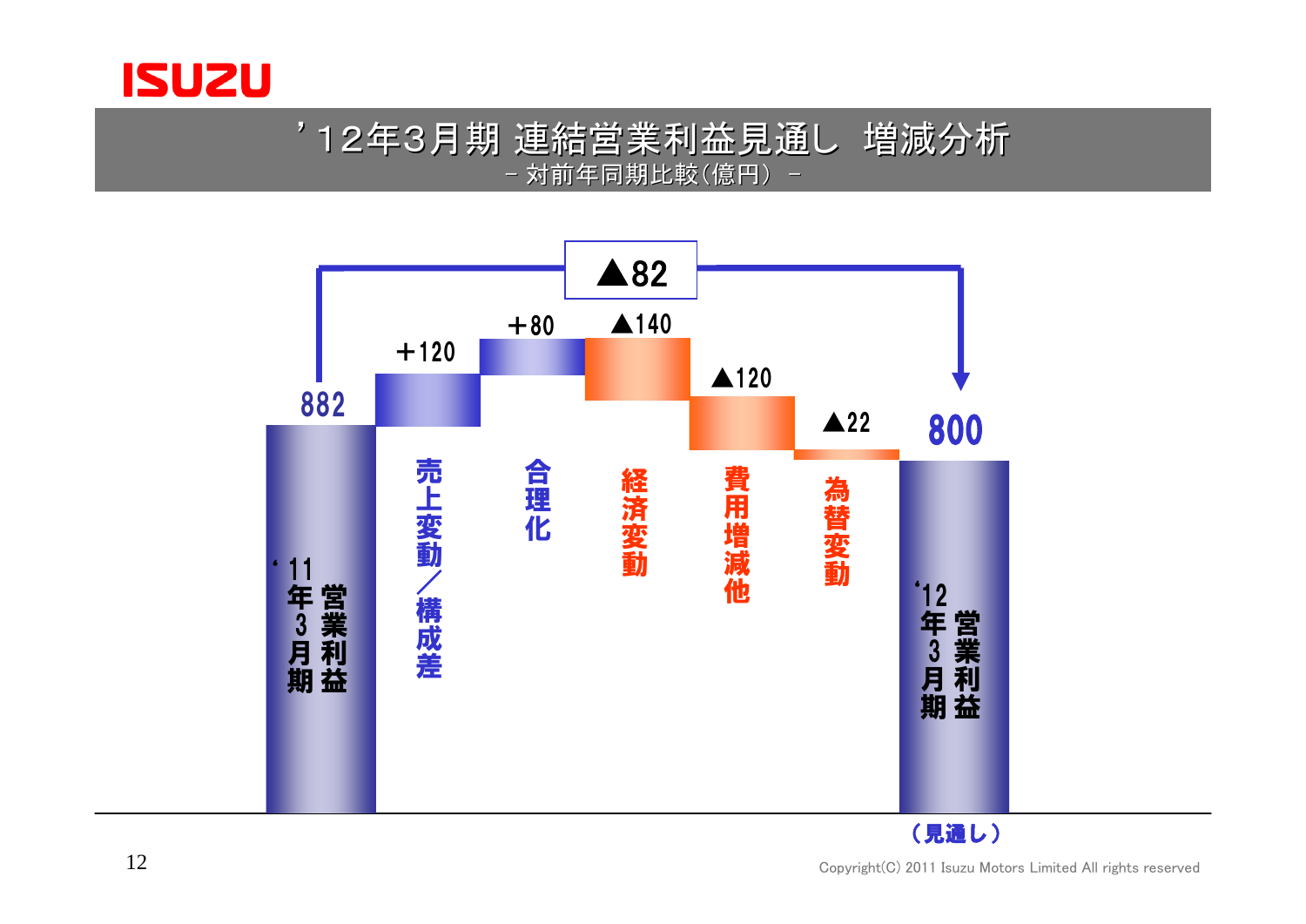# ’12年3月期 連結営業利益見通し 増減分析

－ 対前年同期比較（億円） －

| 項目 | 金額 |
| --- | --- |
| ‘11年3月期 営業利益 | 882 |
| 売上変動／構成差 | ＋120 |
| 合理化 | ＋80 |
| 経済変動 | ▲140 |
| 費用増減他 | ▲120 |
| 為替変動 | ▲22 |
| ‘12年3月期 営業利益（見通し） | 800 |
| 増減 | ▲82 |

Copyright(C) 2011 Isuzu Motors Limited All rights reserved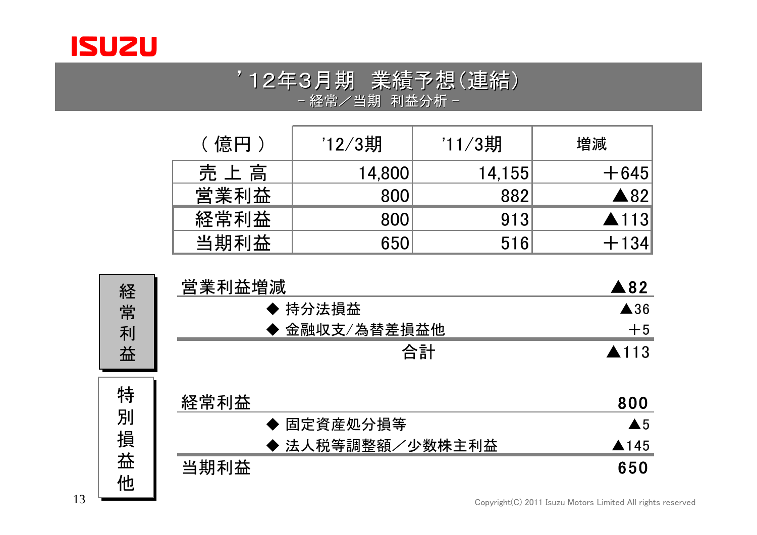# ’12年3月期　業績予想(連結)

－経常／当期　利益分析－

| ( 億円 ) | ’12/3期 | ’11/3期 | 増減 |
|---|---|---|---|
| 売 上 高 | 14,800 | 14,155 | ＋645 |
| 営業利益 | 800 | 882 | ▲82 |
| 経常利益 | 800 | 913 | ▲113 |
| 当期利益 | 650 | 516 | ＋134 |

## 経常利益

| 項目 | 金額 |
|---|---|
| **営業利益増減** | **▲82** |
| ◆ 持分法損益 | ▲36 |
| ◆ 金融収支/為替差損益他 | ＋5 |
| 合計 | ▲113 |

## 特別損益他

| 項目 | 金額 |
|---|---|
| **経常利益** | **800** |
| ◆ 固定資産処分損等 | ▲5 |
| ◆ 法人税等調整額／少数株主利益 | ▲145 |
| **当期利益** | **650** |

Copyright(C) 2011 Isuzu Motors Limited All rights reserved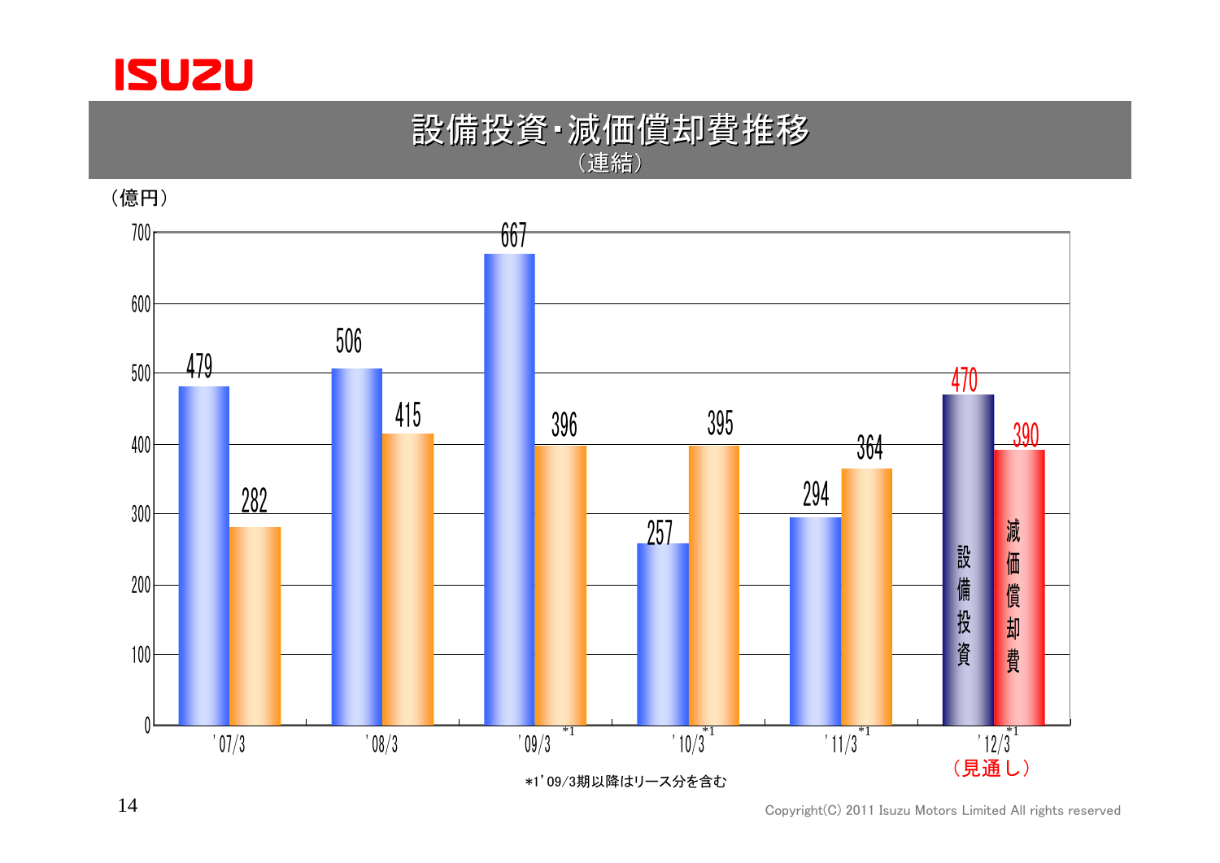# 設備投資･減価償却費推移
（連結）

（億円）

| | 設備投資 | 減価償却費 |
|---|---|---|
| '07/3 | 479 | 282 |
| '08/3 | 506 | 415 |
| '09/3 *1 | 667 | 396 |
| '10/3 *1 | 257 | 395 |
| '11/3 *1 | 294 | 364 |
| '12/3 *1（見通し） | 470 | 390 |

*1'09/3期以降はリース分を含む

Copyright(C) 2011 Isuzu Motors Limited All rights reserved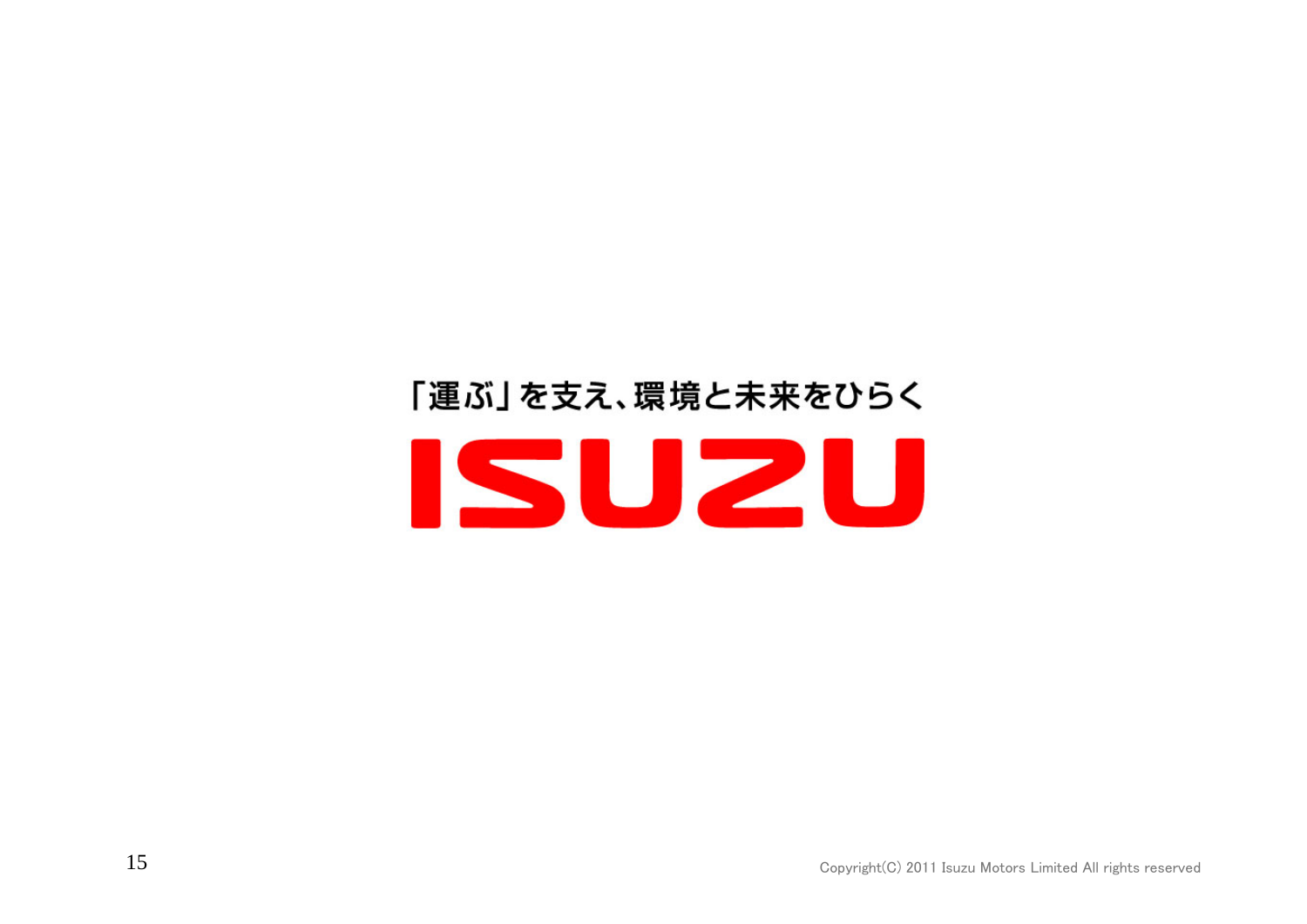「運ぶ」を支え、環境と未来をひらく

ISUZU

Copyright(C) 2011 Isuzu Motors Limited All rights reserved